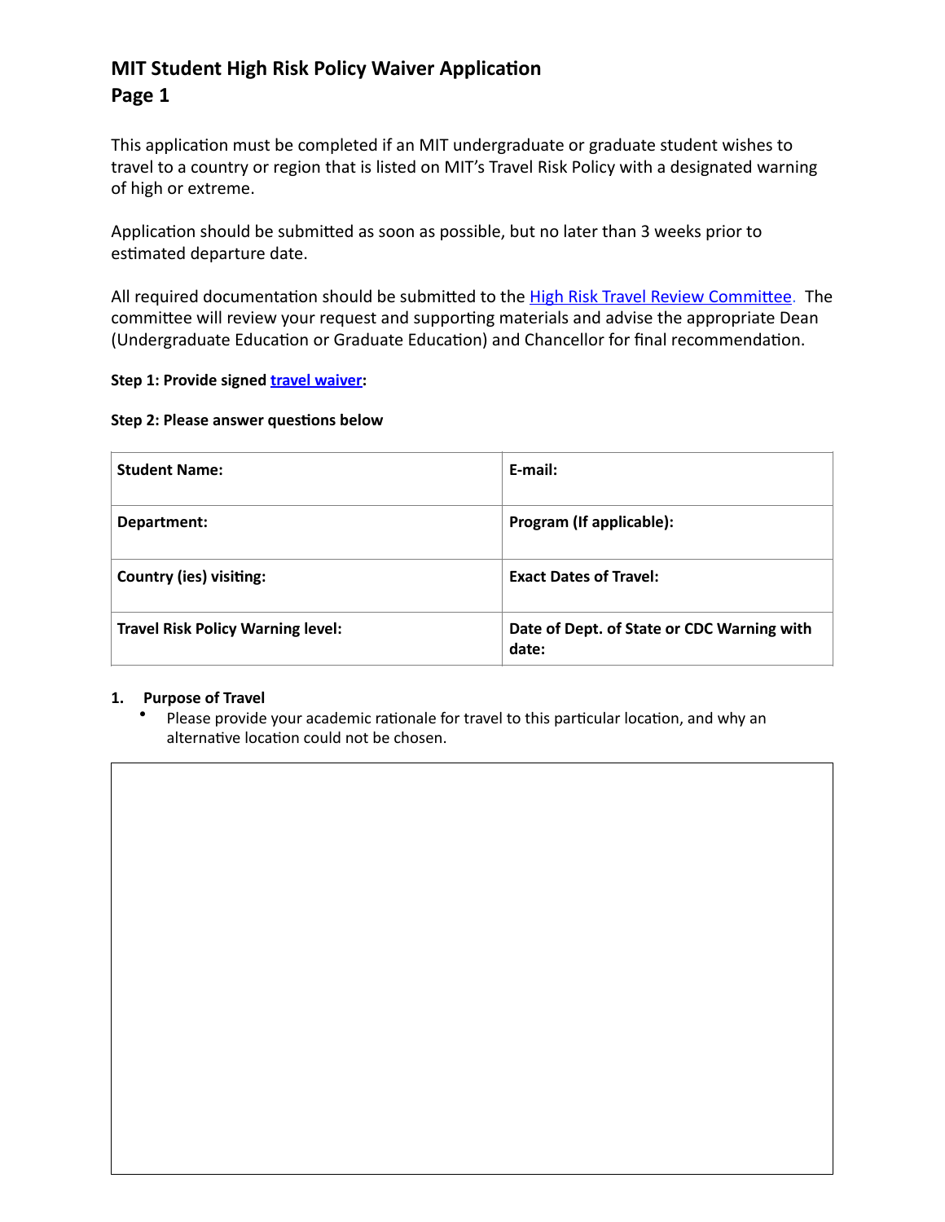# MIT Student High Risk Policy Waiver Application
## Page 1

This application must be completed if an MIT undergraduate or graduate student wishes to travel to a country or region that is listed on MIT's Travel Risk Policy with a designated warning of high or extreme.

Application should be submitted as soon as possible, but no later than 3 weeks prior to estimated departure date.

All required documentation should be submitted to the High Risk Travel Review Committee. The committee will review your request and supporting materials and advise the appropriate Dean (Undergraduate Education or Graduate Education) and Chancellor for final recommendation.

**Step 1: Provide signed travel waiver:**

**Step 2: Please answer questions below**

| **Student Name:** | **E-mail:** |
|---|---|
| **Department:** | **Program (If applicable):** |
| **Country (ies) visiting:** | **Exact Dates of Travel:** |
| **Travel Risk Policy Warning level:** | **Date of Dept. of State or CDC Warning with date:** |

**1. Purpose of Travel**

- Please provide your academic rationale for travel to this particular location, and why an alternative location could not be chosen.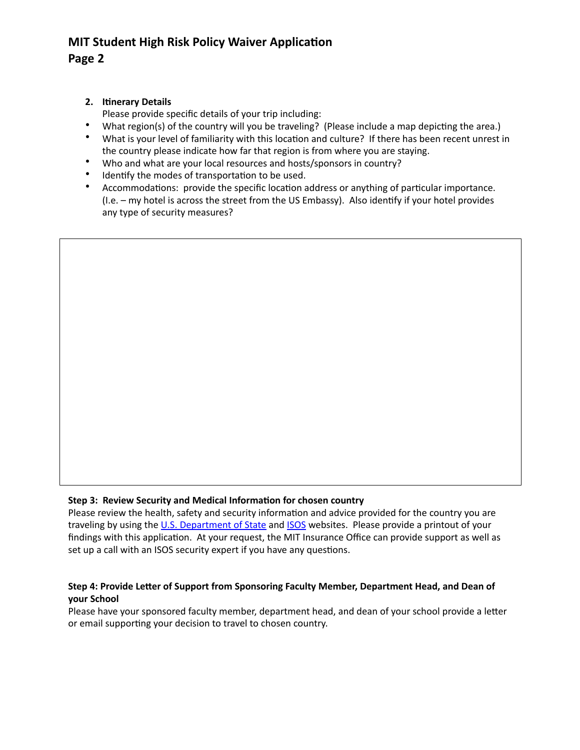**2. Itinerary Details**

Please provide specific details of your trip including:

- What region(s) of the country will you be traveling? (Please include a map depicting the area.)
- What is your level of familiarity with this location and culture? If there has been recent unrest in the country please indicate how far that region is from where you are staying.
- Who and what are your local resources and hosts/sponsors in country?
- Identify the modes of transportation to be used.
- Accommodations: provide the specific location address or anything of particular importance. (I.e. – my hotel is across the street from the US Embassy). Also identify if your hotel provides any type of security measures?

**Step 3: Review Security and Medical Information for chosen country**

Please review the health, safety and security information and advice provided for the country you are traveling by using the U.S. Department of State and ISOS websites. Please provide a printout of your findings with this application. At your request, the MIT Insurance Office can provide support as well as set up a call with an ISOS security expert if you have any questions.

**Step 4: Provide Letter of Support from Sponsoring Faculty Member, Department Head, and Dean of your School**

Please have your sponsored faculty member, department head, and dean of your school provide a letter or email supporting your decision to travel to chosen country.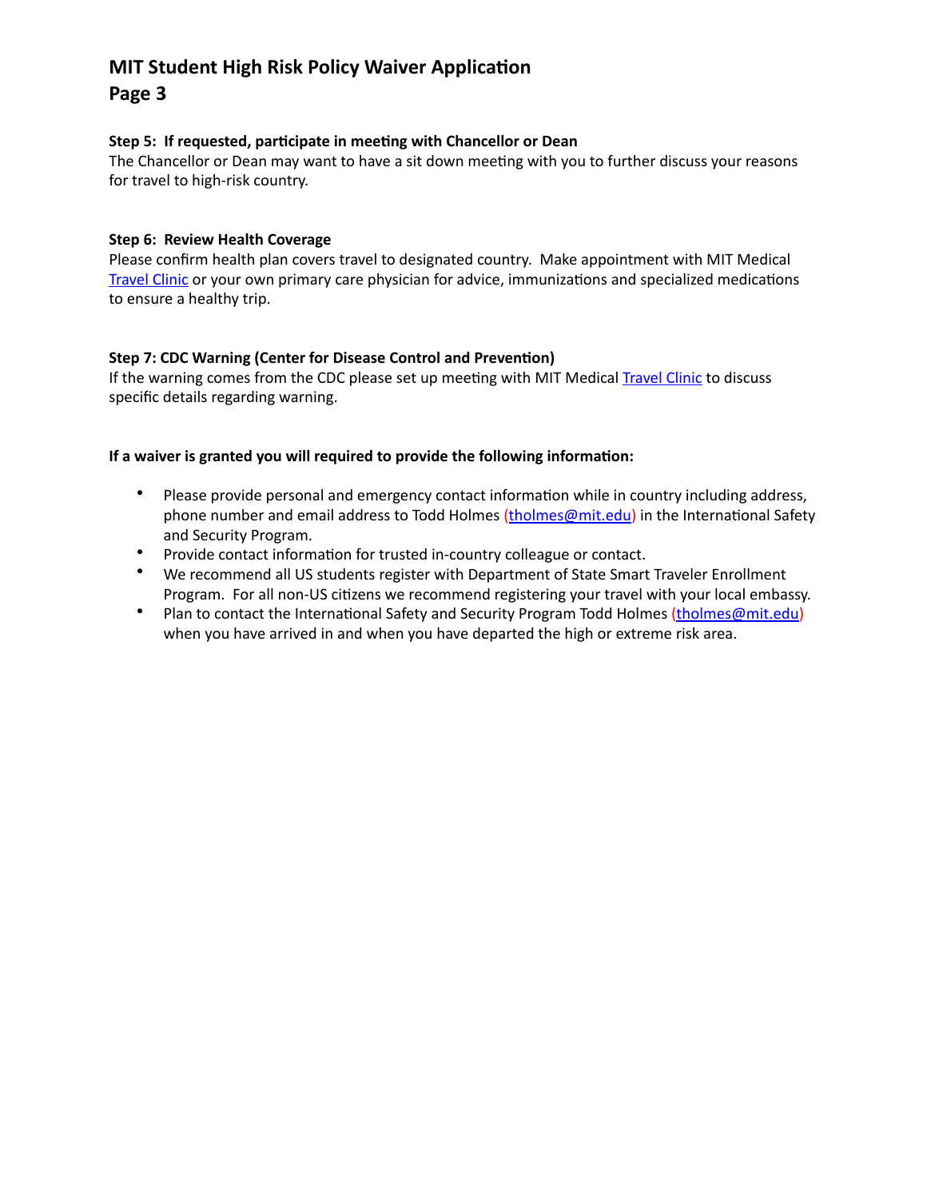## MIT Student High Risk Policy Waiver Application
## Page 3

**Step 5: If requested, participate in meeting with Chancellor or Dean**
The Chancellor or Dean may want to have a sit down meeting with you to further discuss your reasons for travel to high-risk country.

**Step 6: Review Health Coverage**
Please confirm health plan covers travel to designated country. Make appointment with MIT Medical Travel Clinic or your own primary care physician for advice, immunizations and specialized medications to ensure a healthy trip.

**Step 7: CDC Warning (Center for Disease Control and Prevention)**
If the warning comes from the CDC please set up meeting with MIT Medical Travel Clinic to discuss specific details regarding warning.

**If a waiver is granted you will required to provide the following information:**

- Please provide personal and emergency contact information while in country including address, phone number and email address to Todd Holmes (tholmes@mit.edu) in the International Safety and Security Program.
- Provide contact information for trusted in-country colleague or contact.
- We recommend all US students register with Department of State Smart Traveler Enrollment Program. For all non-US citizens we recommend registering your travel with your local embassy.
- Plan to contact the International Safety and Security Program Todd Holmes (tholmes@mit.edu) when you have arrived in and when you have departed the high or extreme risk area.